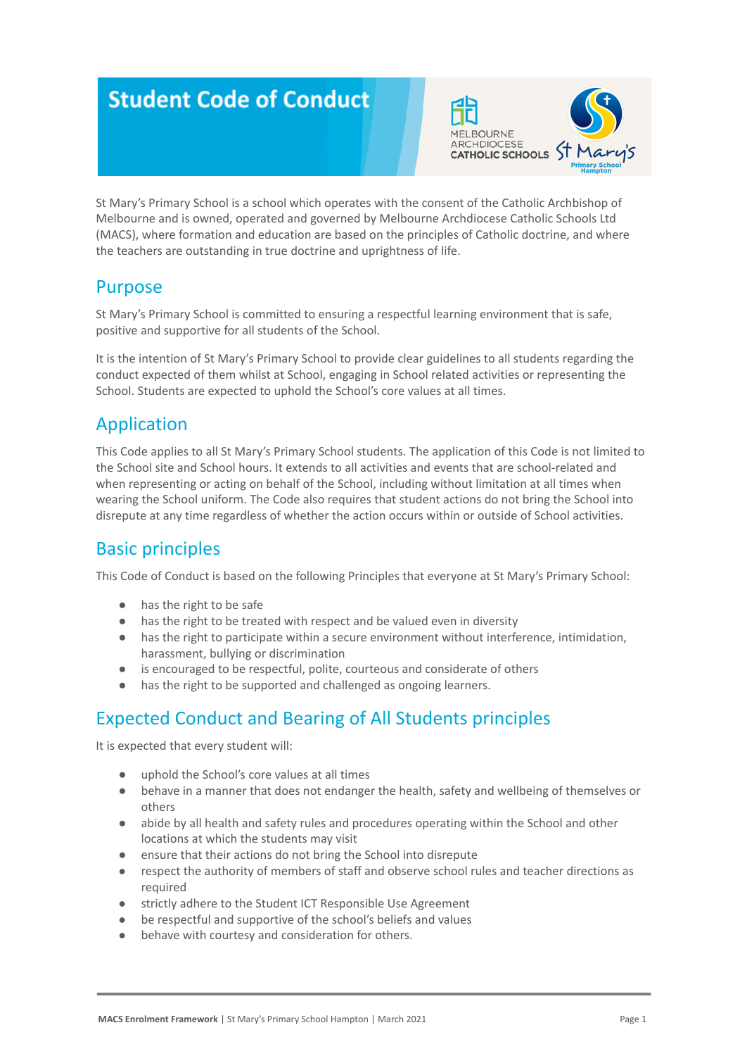# Student Code of Conduct

St Mary's Primary School is a school which operates with the consent of the Catholic Archbishop of Melbourne and is owned, operated and governed by Melbourne Archdiocese Catholic Schools Ltd (MACS), where formation and education are based on the principles of Catholic doctrine, and where the teachers are outstanding in true doctrine and uprightness of life.

## Purpose

St Mary's Primary School is committed to ensuring a respectful learning environment that is safe, positive and supportive for all students of the School.

It is the intention of St Mary's Primary School to provide clear guidelines to all students regarding the conduct expected of them whilst at School, engaging in School related activities or representing the School. Students are expected to uphold the School's core values at all times.

## Application

This Code applies to all St Mary's Primary School students. The application of this Code is not limited to the School site and School hours. It extends to all activities and events that are school-related and when representing or acting on behalf of the School, including without limitation at all times when wearing the School uniform. The Code also requires that student actions do not bring the School into disrepute at any time regardless of whether the action occurs within or outside of School activities.

## Basic principles

This Code of Conduct is based on the following Principles that everyone at St Mary's Primary School:

- has the right to be safe
- has the right to be treated with respect and be valued even in diversity
- has the right to participate within a secure environment without interference, intimidation, harassment, bullying or discrimination
- is encouraged to be respectful, polite, courteous and considerate of others
- has the right to be supported and challenged as ongoing learners.

## Expected Conduct and Bearing of All Students principles

It is expected that every student will:

- uphold the School's core values at all times
- behave in a manner that does not endanger the health, safety and wellbeing of themselves or others
- abide by all health and safety rules and procedures operating within the School and other locations at which the students may visit
- ensure that their actions do not bring the School into disrepute
- respect the authority of members of staff and observe school rules and teacher directions as required
- strictly adhere to the Student ICT Responsible Use Agreement
- be respectful and supportive of the school's beliefs and values
- behave with courtesy and consideration for others.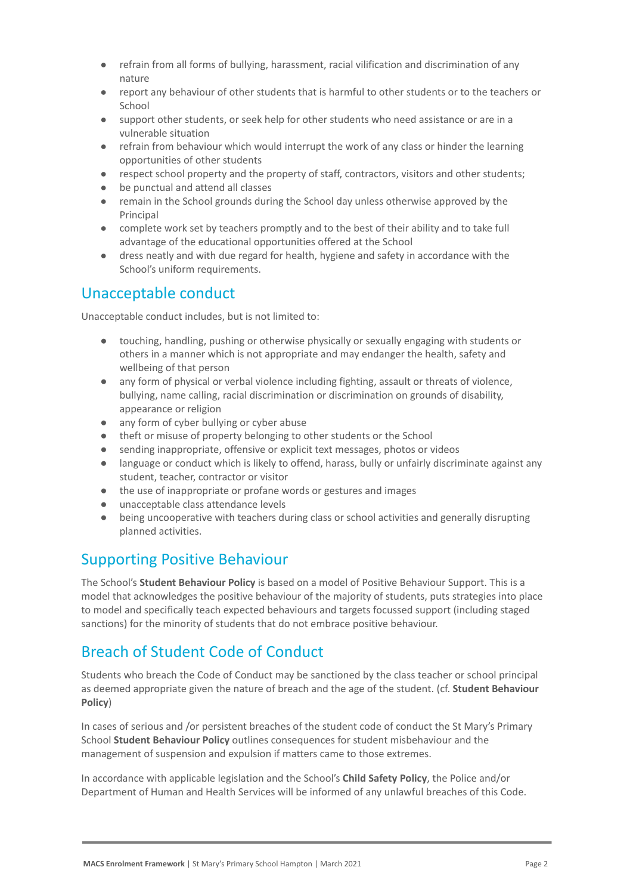- refrain from all forms of bullying, harassment, racial vilification and discrimination of any nature
- report any behaviour of other students that is harmful to other students or to the teachers or School
- support other students, or seek help for other students who need assistance or are in a vulnerable situation
- refrain from behaviour which would interrupt the work of any class or hinder the learning opportunities of other students
- respect school property and the property of staff, contractors, visitors and other students;
- be punctual and attend all classes
- remain in the School grounds during the School day unless otherwise approved by the Principal
- complete work set by teachers promptly and to the best of their ability and to take full advantage of the educational opportunities offered at the School
- dress neatly and with due regard for health, hygiene and safety in accordance with the School's uniform requirements.

## Unacceptable conduct

Unacceptable conduct includes, but is not limited to:

- touching, handling, pushing or otherwise physically or sexually engaging with students or others in a manner which is not appropriate and may endanger the health, safety and wellbeing of that person
- any form of physical or verbal violence including fighting, assault or threats of violence, bullying, name calling, racial discrimination or discrimination on grounds of disability, appearance or religion
- any form of cyber bullying or cyber abuse
- theft or misuse of property belonging to other students or the School
- sending inappropriate, offensive or explicit text messages, photos or videos
- language or conduct which is likely to offend, harass, bully or unfairly discriminate against any student, teacher, contractor or visitor
- the use of inappropriate or profane words or gestures and images
- unacceptable class attendance levels
- being uncooperative with teachers during class or school activities and generally disrupting planned activities.

## Supporting Positive Behaviour

The School's **Student Behaviour Policy** is based on a model of Positive Behaviour Support. This is a model that acknowledges the positive behaviour of the majority of students, puts strategies into place to model and specifically teach expected behaviours and targets focussed support (including staged sanctions) for the minority of students that do not embrace positive behaviour.

## Breach of Student Code of Conduct

Students who breach the Code of Conduct may be sanctioned by the class teacher or school principal as deemed appropriate given the nature of breach and the age of the student. (cf. **Student Behaviour Policy**)

In cases of serious and /or persistent breaches of the student code of conduct the St Mary's Primary School **Student Behaviour Policy** outlines consequences for student misbehaviour and the management of suspension and expulsion if matters came to those extremes.

In accordance with applicable legislation and the School's **Child Safety Policy**, the Police and/or Department of Human and Health Services will be informed of any unlawful breaches of this Code.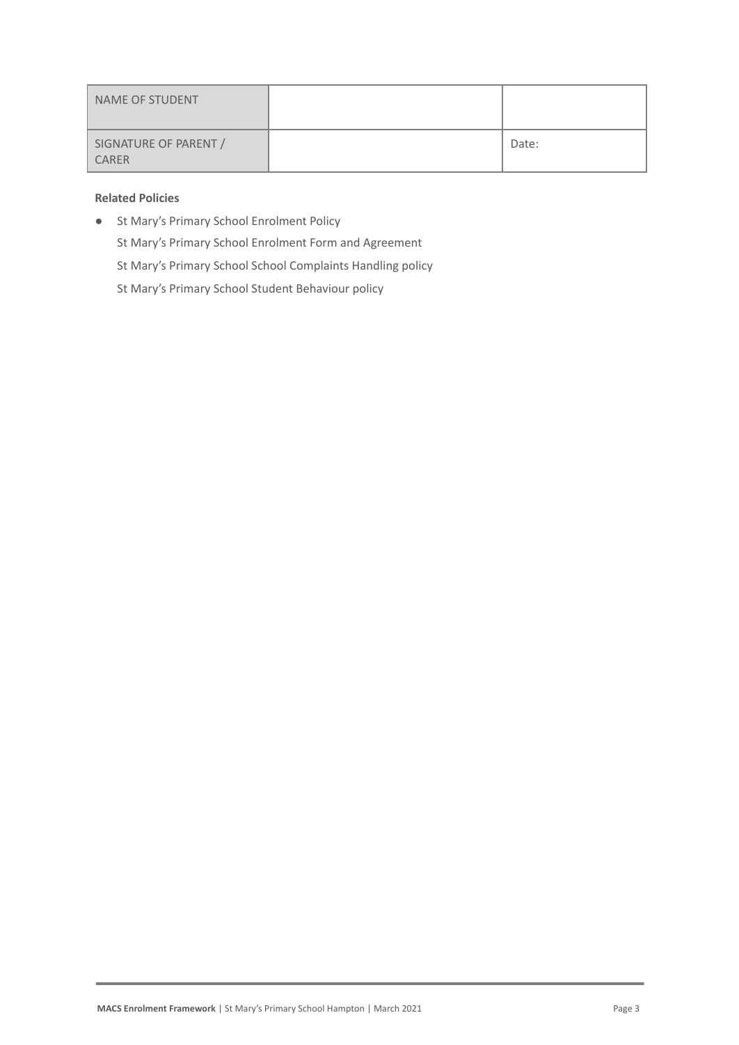| | | |
|---|---|---|
| NAME OF STUDENT | | |
| SIGNATURE OF PARENT / CARER | | Date: |

**Related Policies**

- St Mary's Primary School Enrolment Policy

  St Mary's Primary School Enrolment Form and Agreement

  St Mary's Primary School School Complaints Handling policy

  St Mary's Primary School Student Behaviour policy